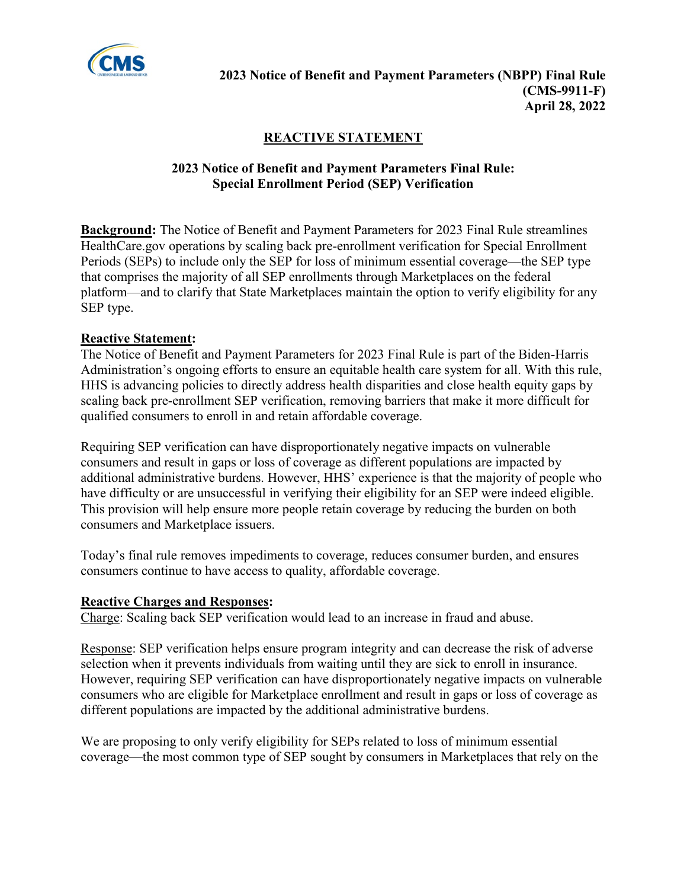**2023 Notice of Benefit and Payment Parameters (NBPP) Final Rule (CMS-9911-F) April 28, 2022**

## REACTIVE STATEMENT

### 2023 Notice of Benefit and Payment Parameters Final Rule: Special Enrollment Period (SEP) Verification

**Background:** The Notice of Benefit and Payment Parameters for 2023 Final Rule streamlines HealthCare.gov operations by scaling back pre-enrollment verification for Special Enrollment Periods (SEPs) to include only the SEP for loss of minimum essential coverage—the SEP type that comprises the majority of all SEP enrollments through Marketplaces on the federal platform—and to clarify that State Marketplaces maintain the option to verify eligibility for any SEP type.

**Reactive Statement:**

The Notice of Benefit and Payment Parameters for 2023 Final Rule is part of the Biden-Harris Administration's ongoing efforts to ensure an equitable health care system for all. With this rule, HHS is advancing policies to directly address health disparities and close health equity gaps by scaling back pre-enrollment SEP verification, removing barriers that make it more difficult for qualified consumers to enroll in and retain affordable coverage.

Requiring SEP verification can have disproportionately negative impacts on vulnerable consumers and result in gaps or loss of coverage as different populations are impacted by additional administrative burdens. However, HHS' experience is that the majority of people who have difficulty or are unsuccessful in verifying their eligibility for an SEP were indeed eligible. This provision will help ensure more people retain coverage by reducing the burden on both consumers and Marketplace issuers.

Today's final rule removes impediments to coverage, reduces consumer burden, and ensures consumers continue to have access to quality, affordable coverage.

**Reactive Charges and Responses:**

Charge: Scaling back SEP verification would lead to an increase in fraud and abuse.

Response: SEP verification helps ensure program integrity and can decrease the risk of adverse selection when it prevents individuals from waiting until they are sick to enroll in insurance. However, requiring SEP verification can have disproportionately negative impacts on vulnerable consumers who are eligible for Marketplace enrollment and result in gaps or loss of coverage as different populations are impacted by the additional administrative burdens.

We are proposing to only verify eligibility for SEPs related to loss of minimum essential coverage—the most common type of SEP sought by consumers in Marketplaces that rely on the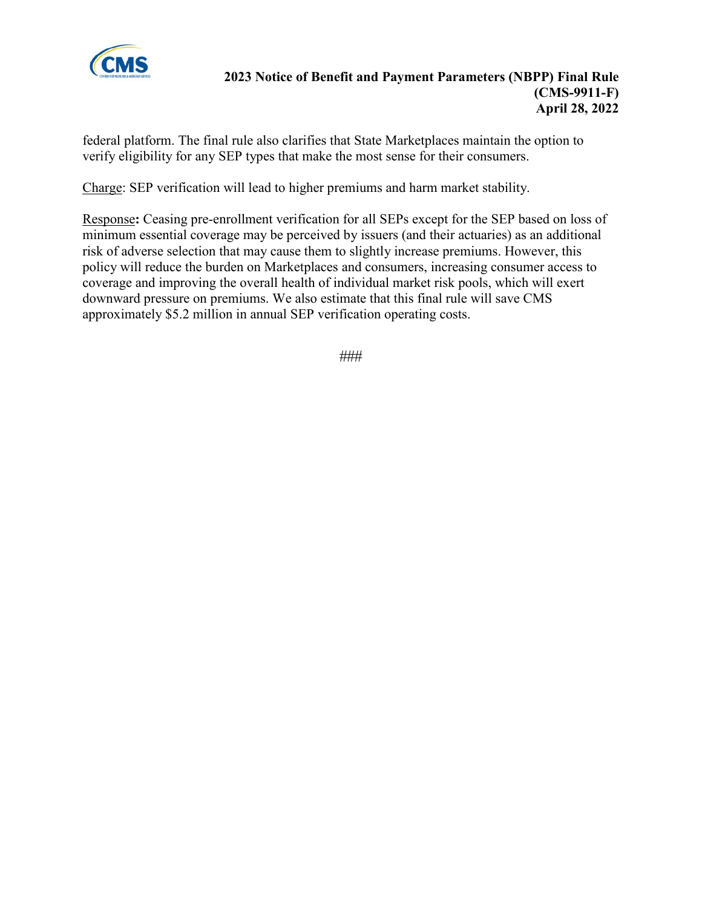federal platform. The final rule also clarifies that State Marketplaces maintain the option to verify eligibility for any SEP types that make the most sense for their consumers.

Charge: SEP verification will lead to higher premiums and harm market stability.

Response**:** Ceasing pre-enrollment verification for all SEPs except for the SEP based on loss of minimum essential coverage may be perceived by issuers (and their actuaries) as an additional risk of adverse selection that may cause them to slightly increase premiums. However, this policy will reduce the burden on Marketplaces and consumers, increasing consumer access to coverage and improving the overall health of individual market risk pools, which will exert downward pressure on premiums. We also estimate that this final rule will save CMS approximately $5.2 million in annual SEP verification operating costs.

###